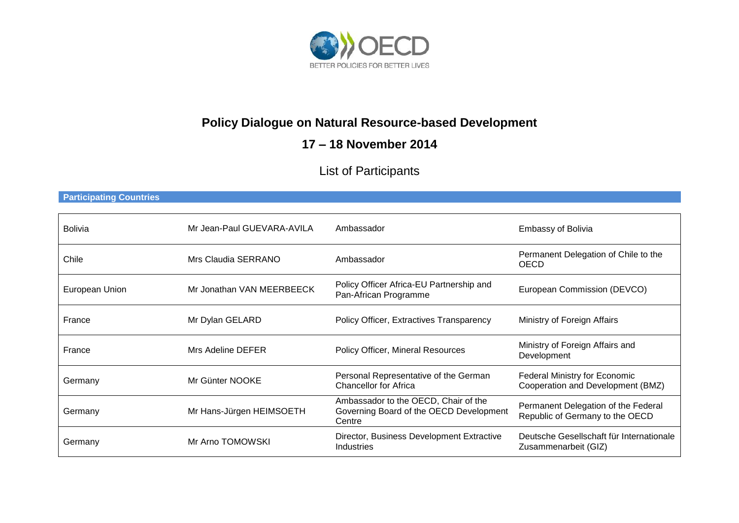OECD

BETTER POLICIES FOR BETTER LIVES

# Policy Dialogue on Natural Resource-based Development

## 17 – 18 November 2014

List of Participants

**Participating Countries**

| | | | |
|---|---|---|---|
| Bolivia | Mr Jean-Paul GUEVARA-AVILA | Ambassador | Embassy of Bolivia |
| Chile | Mrs Claudia SERRANO | Ambassador | Permanent Delegation of Chile to the OECD |
| European Union | Mr Jonathan VAN MEERBEECK | Policy Officer Africa-EU Partnership and Pan-African Programme | European Commission (DEVCO) |
| France | Mr Dylan GELARD | Policy Officer, Extractives Transparency | Ministry of Foreign Affairs |
| France | Mrs Adeline DEFER | Policy Officer, Mineral Resources | Ministry of Foreign Affairs and Development |
| Germany | Mr Günter NOOKE | Personal Representative of the German Chancellor for Africa | Federal Ministry for Economic Cooperation and Development (BMZ) |
| Germany | Mr Hans-Jürgen HEIMSOETH | Ambassador to the OECD, Chair of the Governing Board of the OECD Development Centre | Permanent Delegation of the Federal Republic of Germany to the OECD |
| Germany | Mr Arno TOMOWSKI | Director, Business Development Extractive Industries | Deutsche Gesellschaft für Internationale Zusammenarbeit (GIZ) |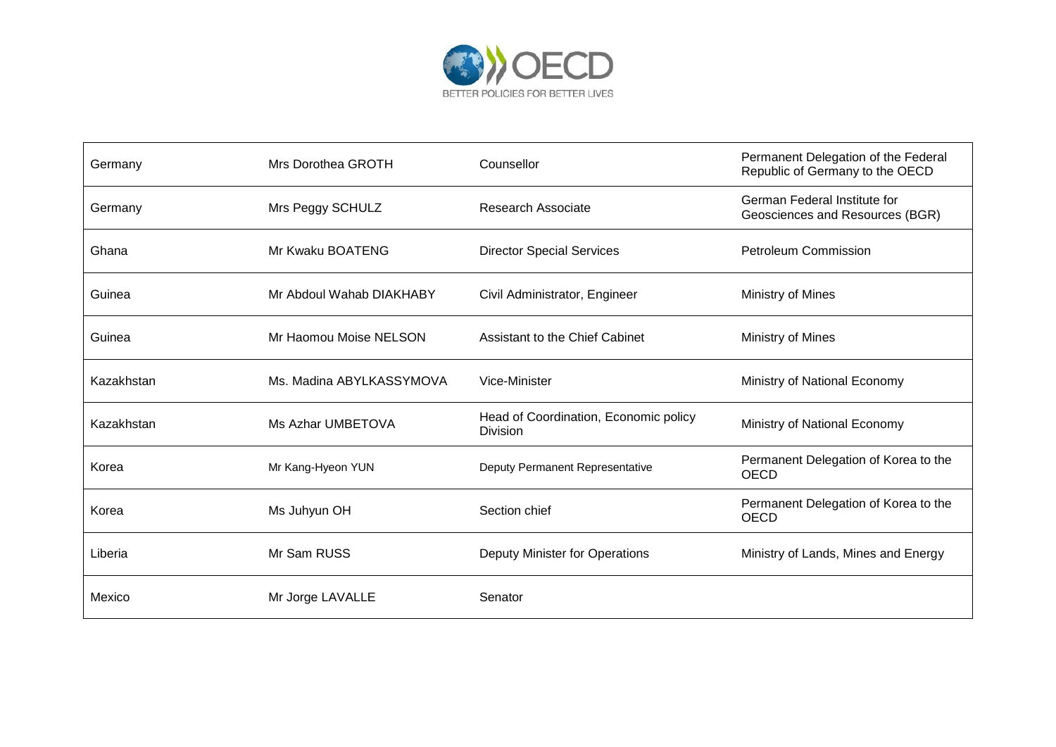| | | | |
|---|---|---|---|
| Germany | Mrs Dorothea GROTH | Counsellor | Permanent Delegation of the Federal Republic of Germany to the OECD |
| Germany | Mrs Peggy SCHULZ | Research Associate | German Federal Institute for Geosciences and Resources (BGR) |
| Ghana | Mr Kwaku BOATENG | Director Special Services | Petroleum Commission |
| Guinea | Mr Abdoul Wahab DIAKHABY | Civil Administrator, Engineer | Ministry of Mines |
| Guinea | Mr Haomou Moise NELSON | Assistant to the Chief Cabinet | Ministry of Mines |
| Kazakhstan | Ms. Madina ABYLKASSYMOVA | Vice-Minister | Ministry of National Economy |
| Kazakhstan | Ms Azhar UMBETOVA | Head of Coordination, Economic policy Division | Ministry of National Economy |
| Korea | Mr Kang-Hyeon YUN | Deputy Permanent Representative | Permanent Delegation of Korea to the OECD |
| Korea | Ms Juhyun OH | Section chief | Permanent Delegation of Korea to the OECD |
| Liberia | Mr Sam RUSS | Deputy Minister for Operations | Ministry of Lands, Mines and Energy |
| Mexico | Mr Jorge LAVALLE | Senator | |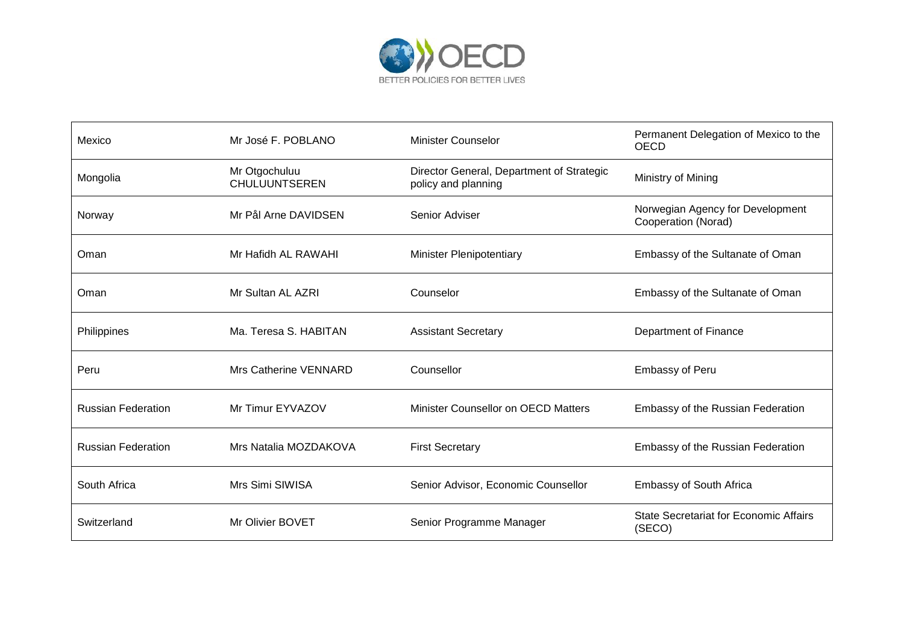| Mexico | Mr José F. POBLANO | Minister Counselor | Permanent Delegation of Mexico to the OECD |
|---|---|---|---|
| Mongolia | Mr Otgochuluu CHULUUNTSEREN | Director General, Department of Strategic policy and planning | Ministry of Mining |
| Norway | Mr Pål Arne DAVIDSEN | Senior Adviser | Norwegian Agency for Development Cooperation (Norad) |
| Oman | Mr Hafidh AL RAWAHI | Minister Plenipotentiary | Embassy of the Sultanate of Oman |
| Oman | Mr Sultan AL AZRI | Counselor | Embassy of the Sultanate of Oman |
| Philippines | Ma. Teresa S. HABITAN | Assistant Secretary | Department of Finance |
| Peru | Mrs Catherine VENNARD | Counsellor | Embassy of Peru |
| Russian Federation | Mr Timur EYVAZOV | Minister Counsellor on OECD Matters | Embassy of the Russian Federation |
| Russian Federation | Mrs Natalia MOZDAKOVA | First Secretary | Embassy of the Russian Federation |
| South Africa | Mrs Simi SIWISA | Senior Advisor, Economic Counsellor | Embassy of South Africa |
| Switzerland | Mr Olivier BOVET | Senior Programme Manager | State Secretariat for Economic Affairs (SECO) |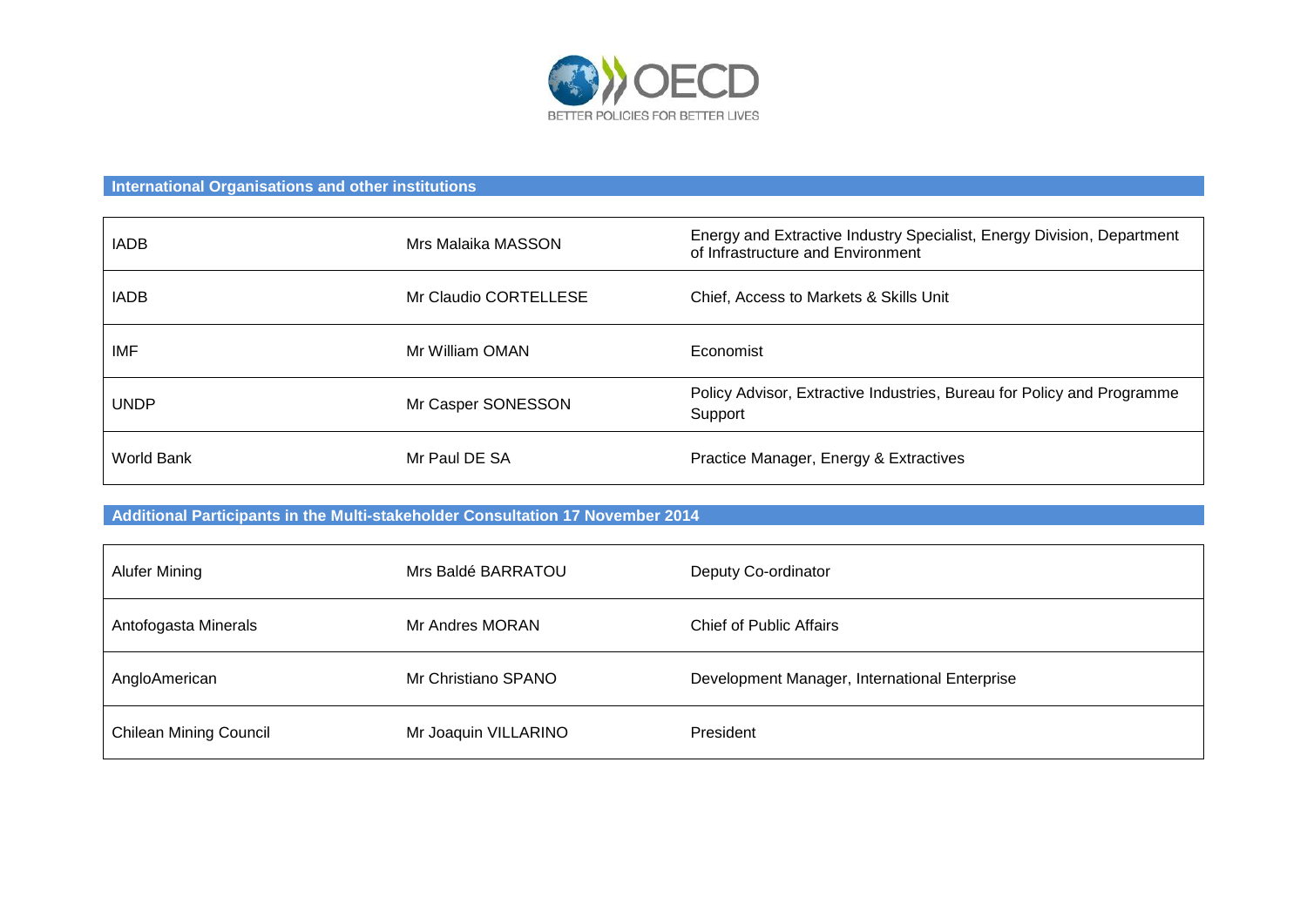## International Organisations and other institutions

| | | |
|---|---|---|
| IADB | Mrs Malaika MASSON | Energy and Extractive Industry Specialist, Energy Division, Department of Infrastructure and Environment |
| IADB | Mr Claudio CORTELLESE | Chief, Access to Markets & Skills Unit |
| IMF | Mr William OMAN | Economist |
| UNDP | Mr Casper SONESSON | Policy Advisor, Extractive Industries, Bureau for Policy and Programme Support |
| World Bank | Mr Paul DE SA | Practice Manager, Energy & Extractives |

## Additional Participants in the Multi-stakeholder Consultation 17 November 2014

| | | |
|---|---|---|
| Alufer Mining | Mrs Baldé BARRATOU | Deputy Co-ordinator |
| Antofogasta Minerals | Mr Andres MORAN | Chief of Public Affairs |
| AngloAmerican | Mr Christiano SPANO | Development Manager, International Enterprise |
| Chilean Mining Council | Mr Joaquin VILLARINO | President |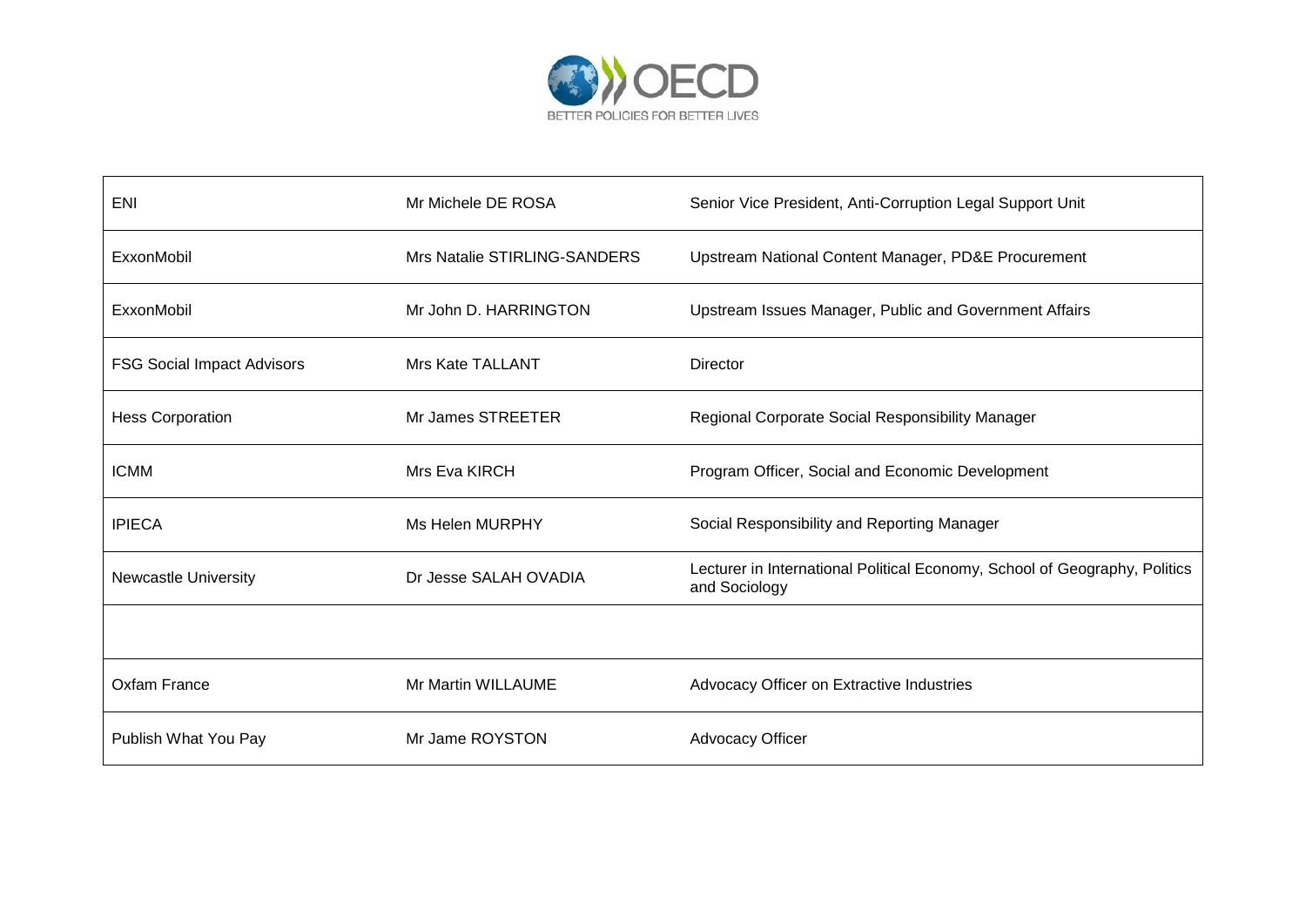| | | |
|---|---|---|
| ENI | Mr Michele DE ROSA | Senior Vice President, Anti-Corruption Legal Support Unit |
| ExxonMobil | Mrs Natalie STIRLING-SANDERS | Upstream National Content Manager, PD&E Procurement |
| ExxonMobil | Mr John D. HARRINGTON | Upstream Issues Manager, Public and Government Affairs |
| FSG Social Impact Advisors | Mrs Kate TALLANT | Director |
| Hess Corporation | Mr James STREETER | Regional Corporate Social Responsibility Manager |
| ICMM | Mrs Eva KIRCH | Program Officer, Social and Economic Development |
| IPIECA | Ms Helen MURPHY | Social Responsibility and Reporting Manager |
| Newcastle University | Dr Jesse SALAH OVADIA | Lecturer in International Political Economy, School of Geography, Politics and Sociology |
| | | |
| Oxfam France | Mr Martin WILLAUME | Advocacy Officer on Extractive Industries |
| Publish What You Pay | Mr Jame ROYSTON | Advocacy Officer |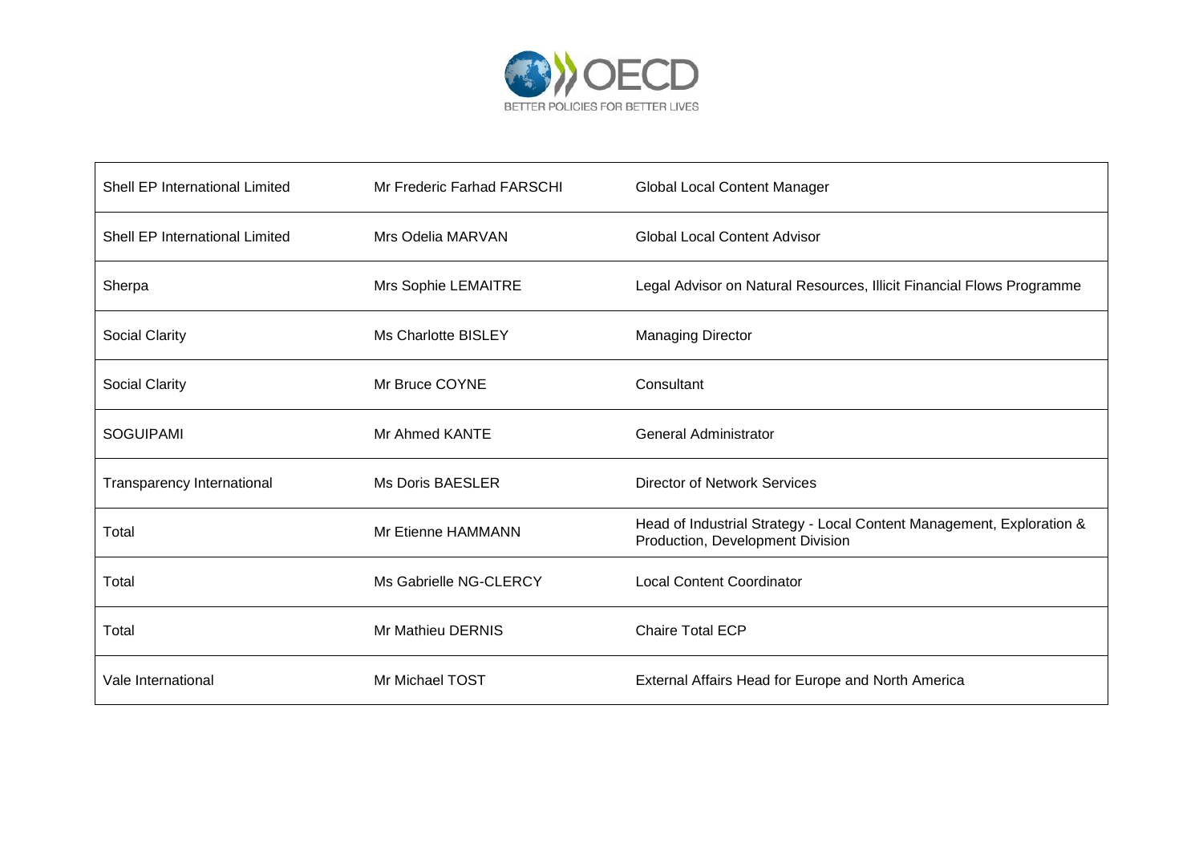| | | |
|---|---|---|
| Shell EP International Limited | Mr Frederic Farhad FARSCHI | Global Local Content Manager |
| Shell EP International Limited | Mrs Odelia MARVAN | Global Local Content Advisor |
| Sherpa | Mrs Sophie LEMAITRE | Legal Advisor on Natural Resources, Illicit Financial Flows Programme |
| Social Clarity | Ms Charlotte BISLEY | Managing Director |
| Social Clarity | Mr Bruce COYNE | Consultant |
| SOGUIPAMI | Mr Ahmed KANTE | General Administrator |
| Transparency International | Ms Doris BAESLER | Director of Network Services |
| Total | Mr Etienne HAMMANN | Head of Industrial Strategy - Local Content Management, Exploration & Production, Development Division |
| Total | Ms Gabrielle NG-CLERCY | Local Content Coordinator |
| Total | Mr Mathieu DERNIS | Chaire Total ECP |
| Vale International | Mr Michael TOST | External Affairs Head for Europe and North America |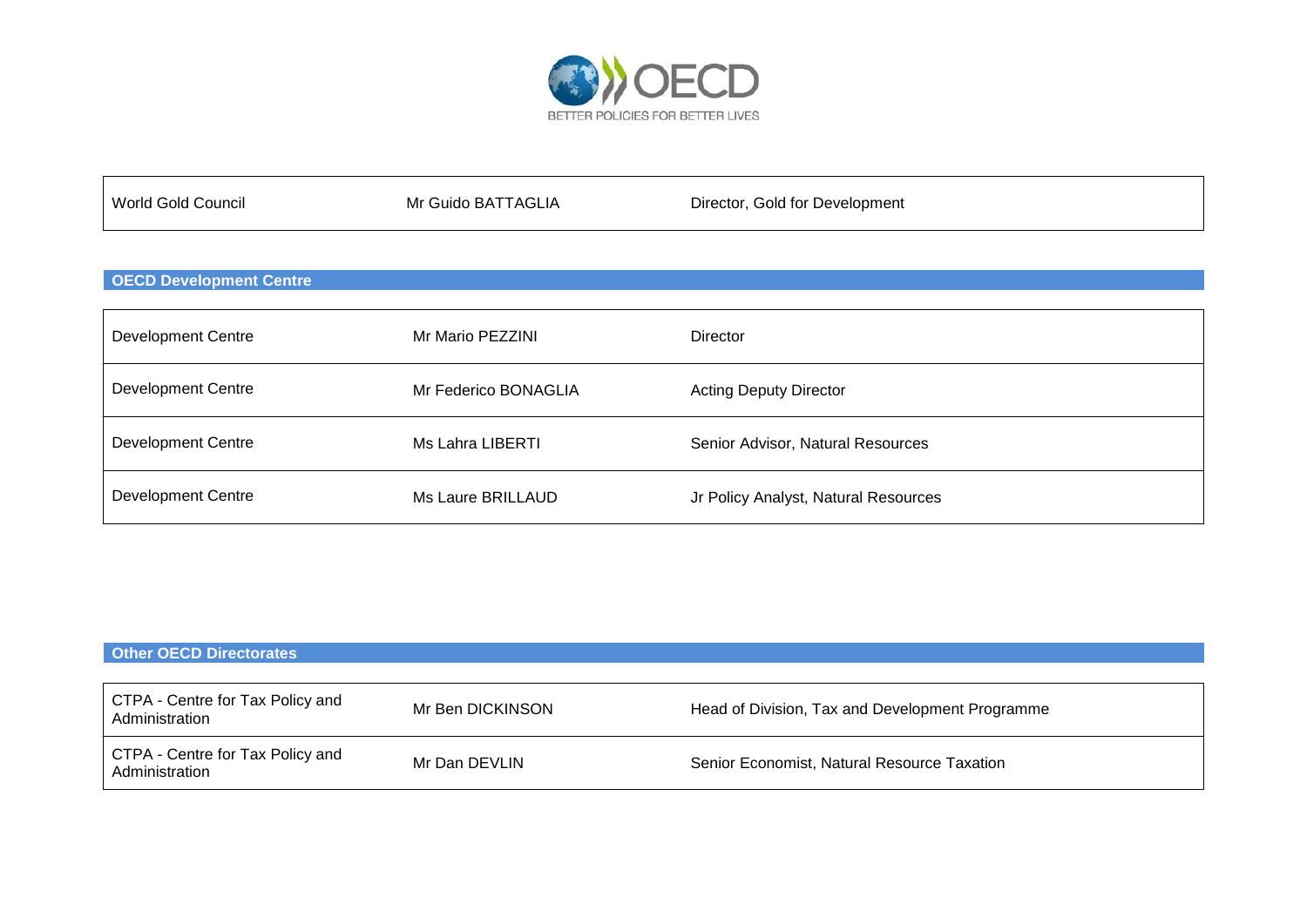| World Gold Council | Mr Guido BATTAGLIA | Director, Gold for Development |
|---|---|---|

## OECD Development Centre

| Development Centre | Mr Mario PEZZINI | Director |
|---|---|---|
| Development Centre | Mr Federico BONAGLIA | Acting Deputy Director |
| Development Centre | Ms Lahra LIBERTI | Senior Advisor, Natural Resources |
| Development Centre | Ms Laure BRILLAUD | Jr Policy Analyst, Natural Resources |

## Other OECD Directorates

| CTPA - Centre for Tax Policy and Administration | Mr Ben DICKINSON | Head of Division, Tax and Development Programme |
|---|---|---|
| CTPA - Centre for Tax Policy and Administration | Mr Dan DEVLIN | Senior Economist, Natural Resource Taxation |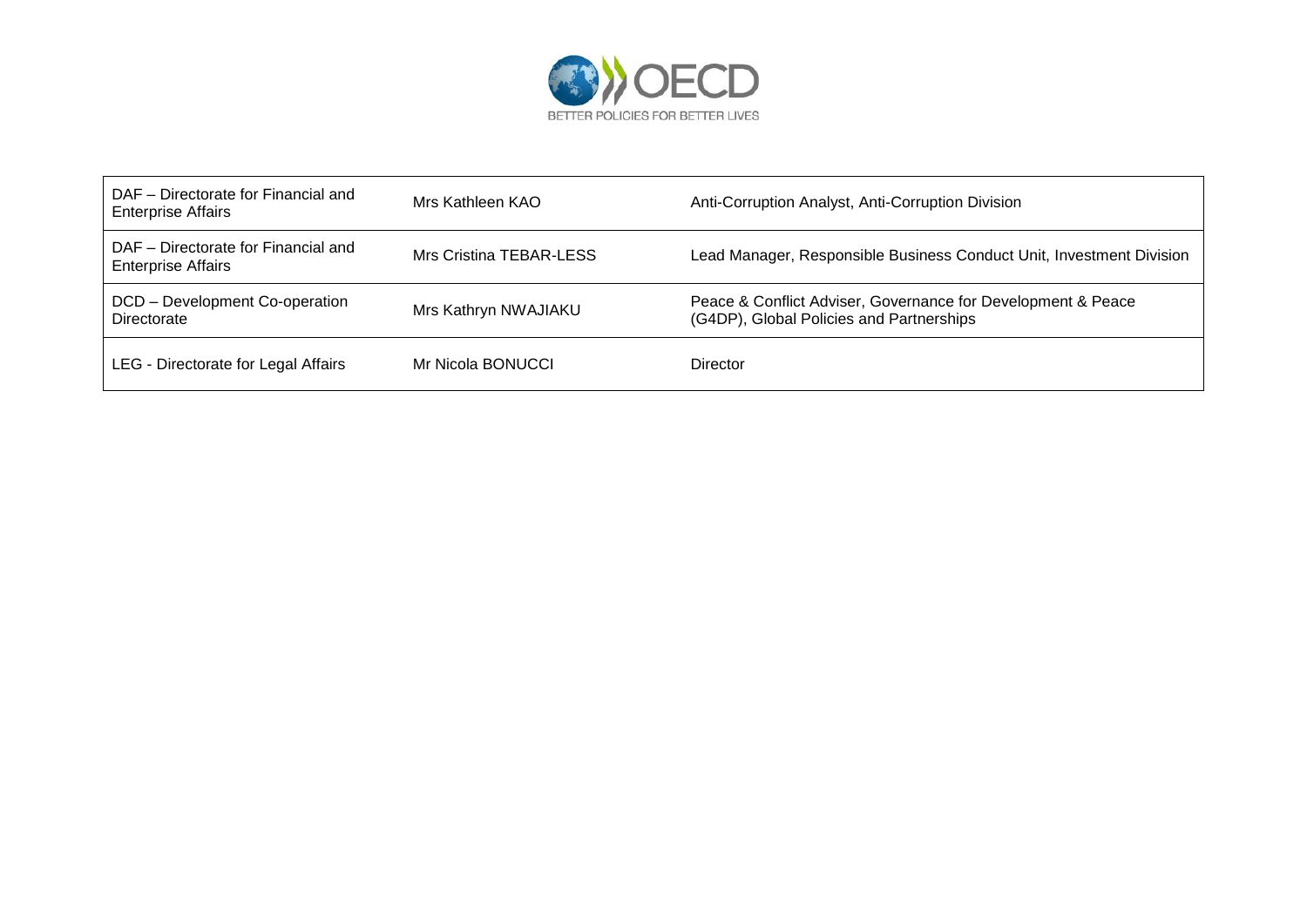| | | |
|---|---|---|
| DAF – Directorate for Financial and Enterprise Affairs | Mrs Kathleen KAO | Anti-Corruption Analyst, Anti-Corruption Division |
| DAF – Directorate for Financial and Enterprise Affairs | Mrs Cristina TEBAR-LESS | Lead Manager, Responsible Business Conduct Unit, Investment Division |
| DCD – Development Co-operation Directorate | Mrs Kathryn NWAJIAKU | Peace & Conflict Adviser, Governance for Development & Peace (G4DP), Global Policies and Partnerships |
| LEG - Directorate for Legal Affairs | Mr Nicola BONUCCI | Director |